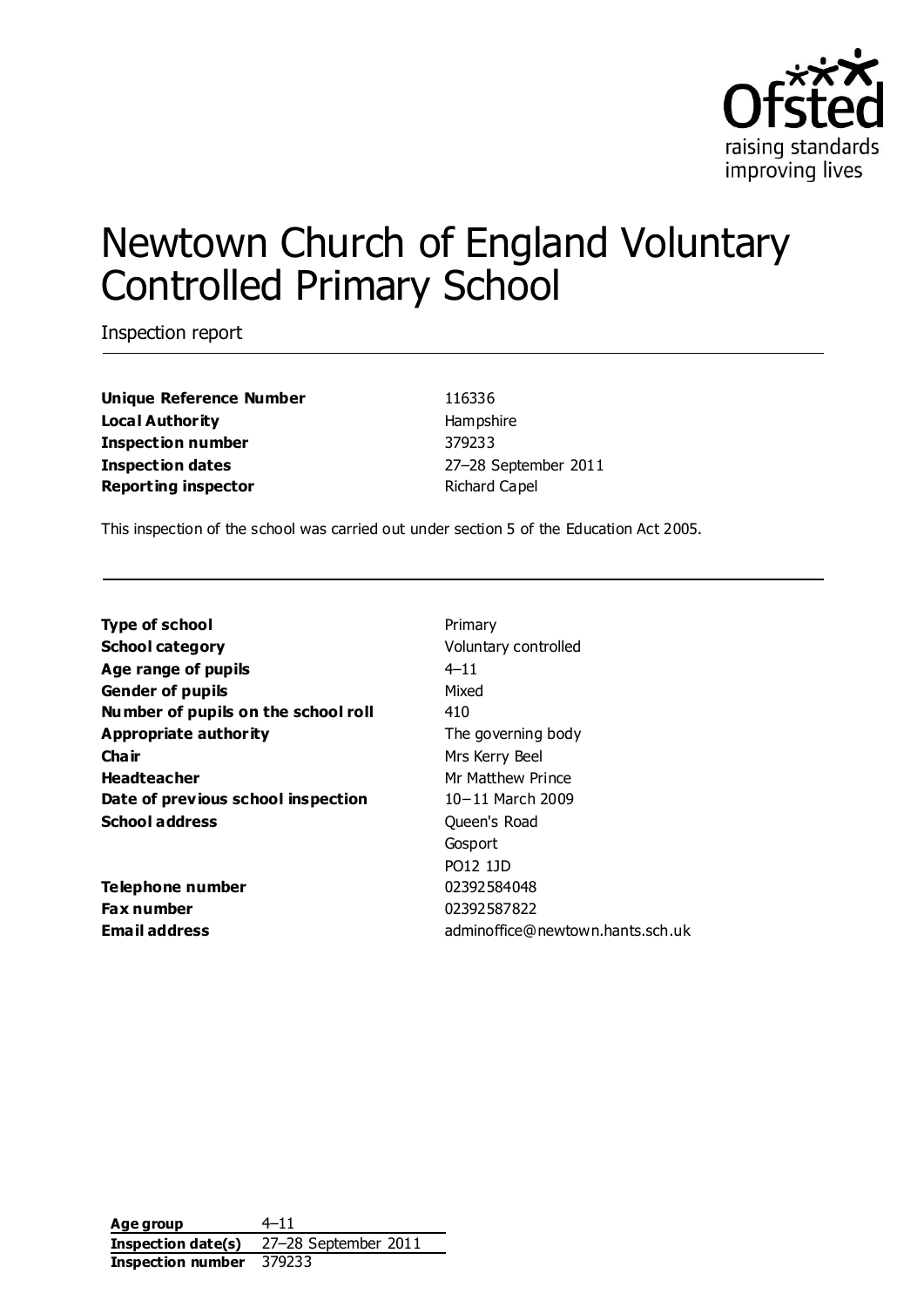# Newtown Church of England Voluntary Controlled Primary School

Inspection report

| | |
|---|---|
| **Unique Reference Number** | 116336 |
| **Local Authority** | Hampshire |
| **Inspection number** | 379233 |
| **Inspection dates** | 27–28 September 2011 |
| **Reporting inspector** | Richard Capel |

This inspection of the school was carried out under section 5 of the Education Act 2005.

| | |
|---|---|
| **Type of school** | Primary |
| **School category** | Voluntary controlled |
| **Age range of pupils** | 4–11 |
| **Gender of pupils** | Mixed |
| **Number of pupils on the school roll** | 410 |
| **Appropriate authority** | The governing body |
| **Chair** | Mrs Kerry Beel |
| **Headteacher** | Mr Matthew Prince |
| **Date of previous school inspection** | 10–11 March 2009 |
| **School address** | Queen's Road<br>Gosport<br>PO12 1JD |
| **Telephone number** | 02392584048 |
| **Fax number** | 02392587822 |
| **Email address** | adminoffice@newtown.hants.sch.uk |

| | |
|---|---|
| **Age group** | 4–11 |
| **Inspection date(s)** | 27–28 September 2011 |
| **Inspection number** | 379233 |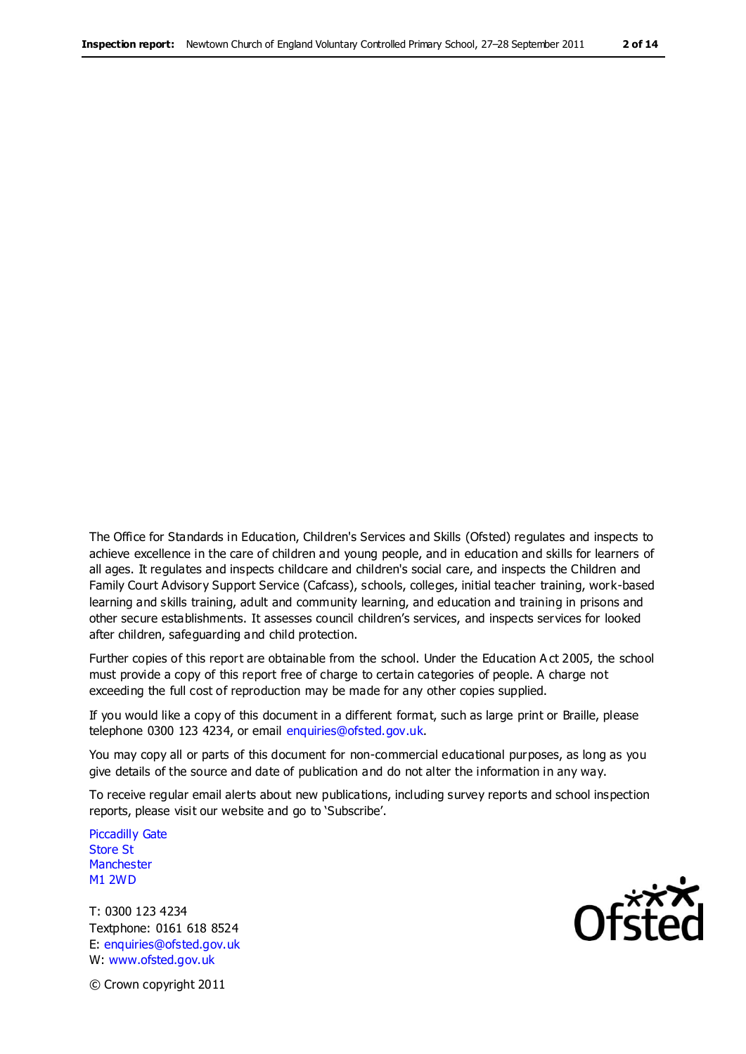The Office for Standards in Education, Children's Services and Skills (Ofsted) regulates and inspects to achieve excellence in the care of children and young people, and in education and skills for learners of all ages. It regulates and inspects childcare and children's social care, and inspects the Children and Family Court Advisory Support Service (Cafcass), schools, colleges, initial teacher training, work-based learning and skills training, adult and community learning, and education and training in prisons and other secure establishments. It assesses council children's services, and inspects services for looked after children, safeguarding and child protection.

Further copies of this report are obtainable from the school. Under the Education Act 2005, the school must provide a copy of this report free of charge to certain categories of people. A charge not exceeding the full cost of reproduction may be made for any other copies supplied.

If you would like a copy of this document in a different format, such as large print or Braille, please telephone 0300 123 4234, or email enquiries@ofsted.gov.uk.

You may copy all or parts of this document for non-commercial educational purposes, as long as you give details of the source and date of publication and do not alter the information in any way.

To receive regular email alerts about new publications, including survey reports and school inspection reports, please visit our website and go to 'Subscribe'.

Piccadilly Gate
Store St
Manchester
M1 2WD

T: 0300 123 4234
Textphone: 0161 618 8524
E: enquiries@ofsted.gov.uk
W: www.ofsted.gov.uk

Ofsted

© Crown copyright 2011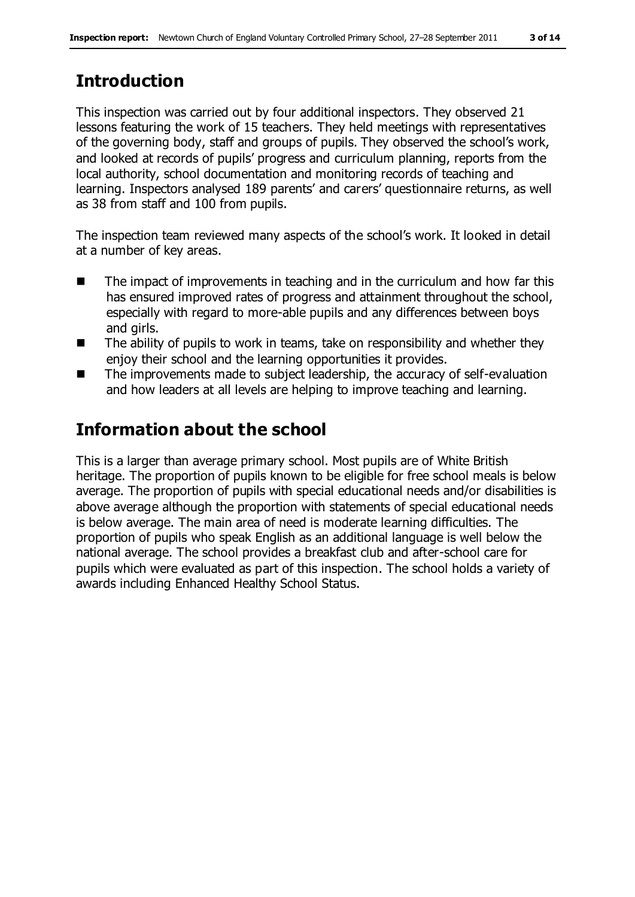## Introduction

This inspection was carried out by four additional inspectors. They observed 21 lessons featuring the work of 15 teachers. They held meetings with representatives of the governing body, staff and groups of pupils. They observed the school's work, and looked at records of pupils' progress and curriculum planning, reports from the local authority, school documentation and monitoring records of teaching and learning. Inspectors analysed 189 parents' and carers' questionnaire returns, as well as 38 from staff and 100 from pupils.

The inspection team reviewed many aspects of the school's work. It looked in detail at a number of key areas.

- The impact of improvements in teaching and in the curriculum and how far this has ensured improved rates of progress and attainment throughout the school, especially with regard to more-able pupils and any differences between boys and girls.
- The ability of pupils to work in teams, take on responsibility and whether they enjoy their school and the learning opportunities it provides.
- The improvements made to subject leadership, the accuracy of self-evaluation and how leaders at all levels are helping to improve teaching and learning.

## Information about the school

This is a larger than average primary school. Most pupils are of White British heritage. The proportion of pupils known to be eligible for free school meals is below average. The proportion of pupils with special educational needs and/or disabilities is above average although the proportion with statements of special educational needs is below average. The main area of need is moderate learning difficulties. The proportion of pupils who speak English as an additional language is well below the national average. The school provides a breakfast club and after-school care for pupils which were evaluated as part of this inspection. The school holds a variety of awards including Enhanced Healthy School Status.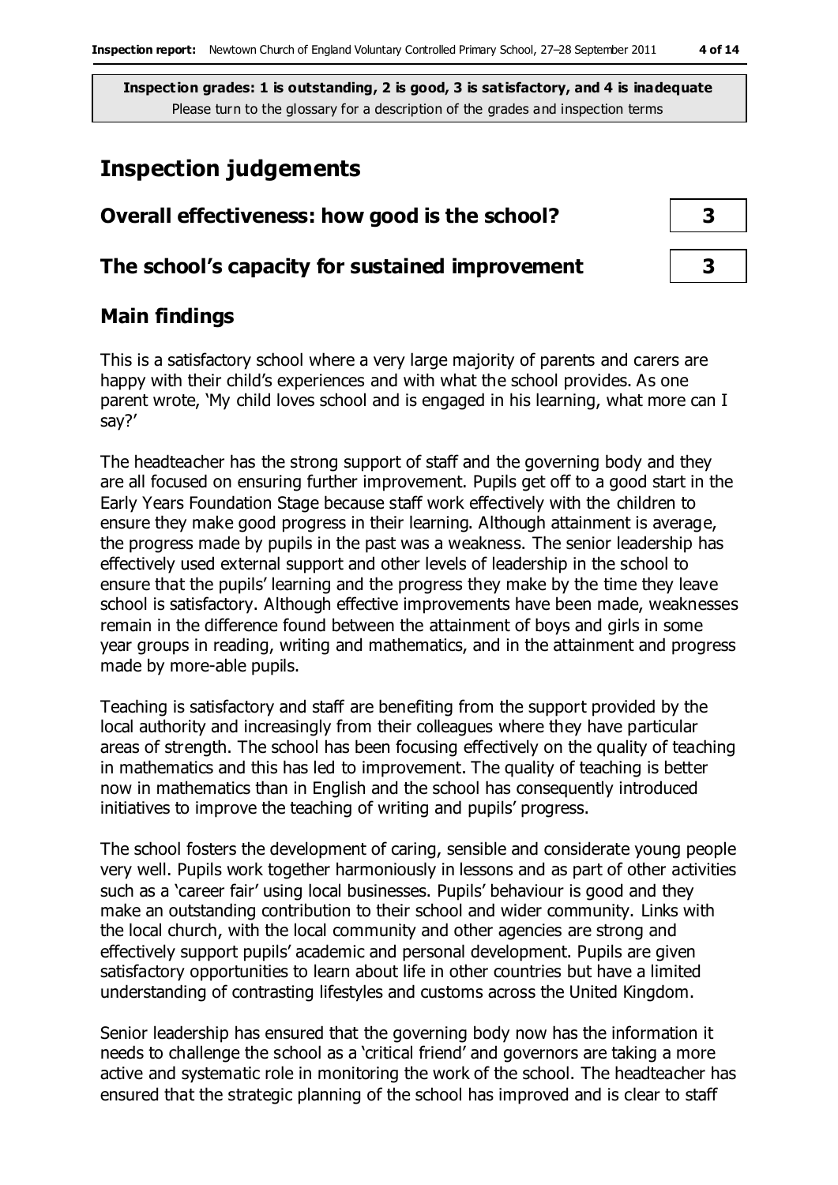**Inspection grades: 1 is outstanding, 2 is good, 3 is satisfactory, and 4 is inadequate**
Please turn to the glossary for a description of the grades and inspection terms

# Inspection judgements

| | |
|---|---|
| **Overall effectiveness: how good is the school?** | **3** |
| **The school's capacity for sustained improvement** | **3** |

## Main findings

This is a satisfactory school where a very large majority of parents and carers are happy with their child's experiences and with what the school provides. As one parent wrote, 'My child loves school and is engaged in his learning, what more can I say?'

The headteacher has the strong support of staff and the governing body and they are all focused on ensuring further improvement. Pupils get off to a good start in the Early Years Foundation Stage because staff work effectively with the children to ensure they make good progress in their learning. Although attainment is average, the progress made by pupils in the past was a weakness. The senior leadership has effectively used external support and other levels of leadership in the school to ensure that the pupils' learning and the progress they make by the time they leave school is satisfactory. Although effective improvements have been made, weaknesses remain in the difference found between the attainment of boys and girls in some year groups in reading, writing and mathematics, and in the attainment and progress made by more-able pupils.

Teaching is satisfactory and staff are benefiting from the support provided by the local authority and increasingly from their colleagues where they have particular areas of strength. The school has been focusing effectively on the quality of teaching in mathematics and this has led to improvement. The quality of teaching is better now in mathematics than in English and the school has consequently introduced initiatives to improve the teaching of writing and pupils' progress.

The school fosters the development of caring, sensible and considerate young people very well. Pupils work together harmoniously in lessons and as part of other activities such as a 'career fair' using local businesses. Pupils' behaviour is good and they make an outstanding contribution to their school and wider community. Links with the local church, with the local community and other agencies are strong and effectively support pupils' academic and personal development. Pupils are given satisfactory opportunities to learn about life in other countries but have a limited understanding of contrasting lifestyles and customs across the United Kingdom.

Senior leadership has ensured that the governing body now has the information it needs to challenge the school as a 'critical friend' and governors are taking a more active and systematic role in monitoring the work of the school. The headteacher has ensured that the strategic planning of the school has improved and is clear to staff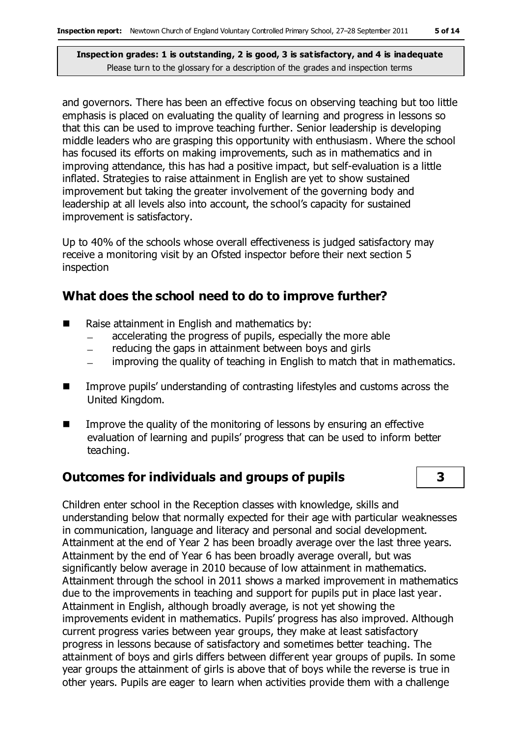and governors. There has been an effective focus on observing teaching but too little emphasis is placed on evaluating the quality of learning and progress in lessons so that this can be used to improve teaching further. Senior leadership is developing middle leaders who are grasping this opportunity with enthusiasm. Where the school has focused its efforts on making improvements, such as in mathematics and in improving attendance, this has had a positive impact, but self-evaluation is a little inflated. Strategies to raise attainment in English are yet to show sustained improvement but taking the greater involvement of the governing body and leadership at all levels also into account, the school's capacity for sustained improvement is satisfactory.

Up to 40% of the schools whose overall effectiveness is judged satisfactory may receive a monitoring visit by an Ofsted inspector before their next section 5 inspection

## What does the school need to do to improve further?

- Raise attainment in English and mathematics by:
  - accelerating the progress of pupils, especially the more able
  - reducing the gaps in attainment between boys and girls
  - improving the quality of teaching in English to match that in mathematics.
- Improve pupils' understanding of contrasting lifestyles and customs across the United Kingdom.
- Improve the quality of the monitoring of lessons by ensuring an effective evaluation of learning and pupils' progress that can be used to inform better teaching.

## Outcomes for individuals and groups of pupils — 3

Children enter school in the Reception classes with knowledge, skills and understanding below that normally expected for their age with particular weaknesses in communication, language and literacy and personal and social development. Attainment at the end of Year 2 has been broadly average over the last three years. Attainment by the end of Year 6 has been broadly average overall, but was significantly below average in 2010 because of low attainment in mathematics. Attainment through the school in 2011 shows a marked improvement in mathematics due to the improvements in teaching and support for pupils put in place last year. Attainment in English, although broadly average, is not yet showing the improvements evident in mathematics. Pupils' progress has also improved. Although current progress varies between year groups, they make at least satisfactory progress in lessons because of satisfactory and sometimes better teaching. The attainment of boys and girls differs between different year groups of pupils. In some year groups the attainment of girls is above that of boys while the reverse is true in other years. Pupils are eager to learn when activities provide them with a challenge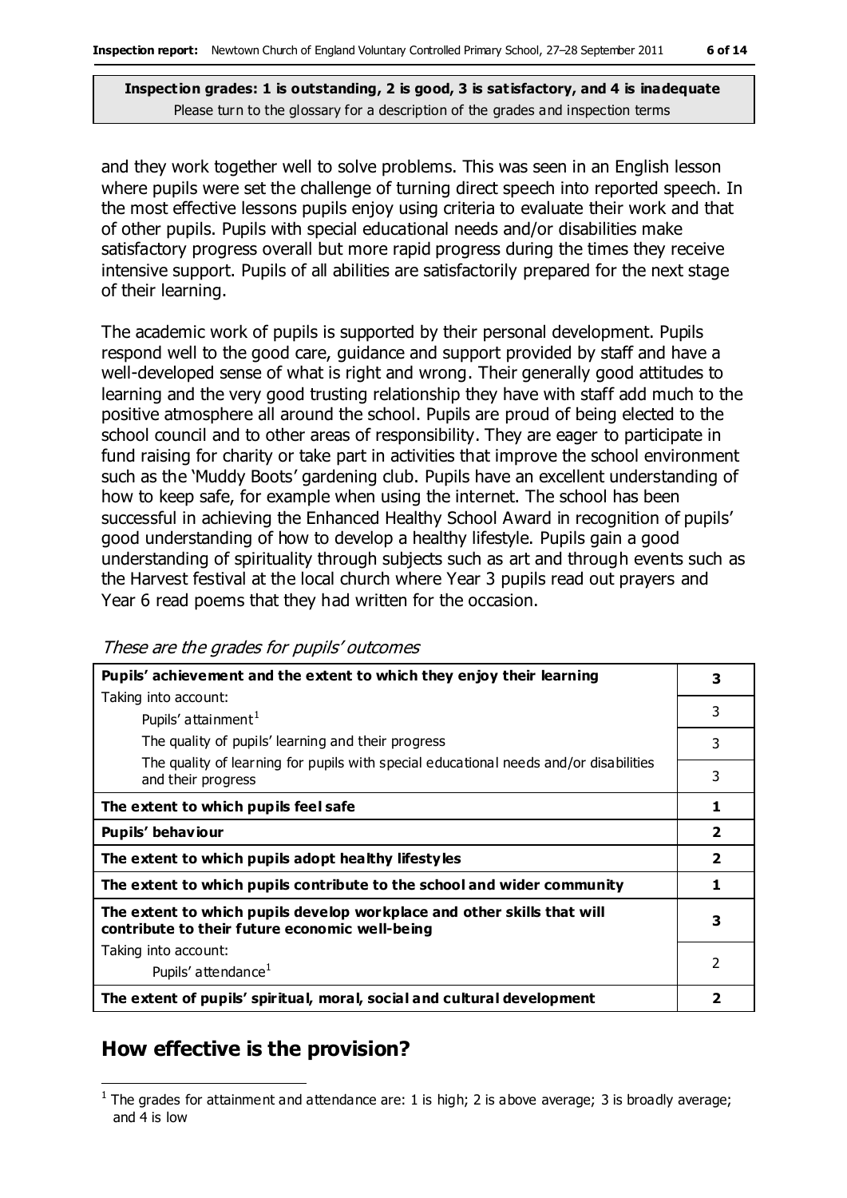**Inspection grades: 1 is outstanding, 2 is good, 3 is satisfactory, and 4 is inadequate**
Please turn to the glossary for a description of the grades and inspection terms

and they work together well to solve problems. This was seen in an English lesson where pupils were set the challenge of turning direct speech into reported speech. In the most effective lessons pupils enjoy using criteria to evaluate their work and that of other pupils. Pupils with special educational needs and/or disabilities make satisfactory progress overall but more rapid progress during the times they receive intensive support. Pupils of all abilities are satisfactorily prepared for the next stage of their learning.

The academic work of pupils is supported by their personal development. Pupils respond well to the good care, guidance and support provided by staff and have a well-developed sense of what is right and wrong. Their generally good attitudes to learning and the very good trusting relationship they have with staff add much to the positive atmosphere all around the school. Pupils are proud of being elected to the school council and to other areas of responsibility. They are eager to participate in fund raising for charity or take part in activities that improve the school environment such as the 'Muddy Boots' gardening club. Pupils have an excellent understanding of how to keep safe, for example when using the internet. The school has been successful in achieving the Enhanced Healthy School Award in recognition of pupils' good understanding of how to develop a healthy lifestyle. Pupils gain a good understanding of spirituality through subjects such as art and through events such as the Harvest festival at the local church where Year 3 pupils read out prayers and Year 6 read poems that they had written for the occasion.

*These are the grades for pupils' outcomes*

| | |
|---|---|
| **Pupils' achievement and the extent to which they enjoy their learning** | **3** |
| Taking into account: Pupils' attainment[1] | 3 |
| The quality of pupils' learning and their progress | 3 |
| The quality of learning for pupils with special educational needs and/or disabilities and their progress | 3 |
| **The extent to which pupils feel safe** | **1** |
| **Pupils' behaviour** | **2** |
| **The extent to which pupils adopt healthy lifestyles** | **2** |
| **The extent to which pupils contribute to the school and wider community** | **1** |
| **The extent to which pupils develop workplace and other skills that will contribute to their future economic well-being** | **3** |
| Taking into account: Pupils' attendance[1] | 2 |
| **The extent of pupils' spiritual, moral, social and cultural development** | **2** |

## How effective is the provision?

[1] The grades for attainment and attendance are: 1 is high; 2 is above average; 3 is broadly average; and 4 is low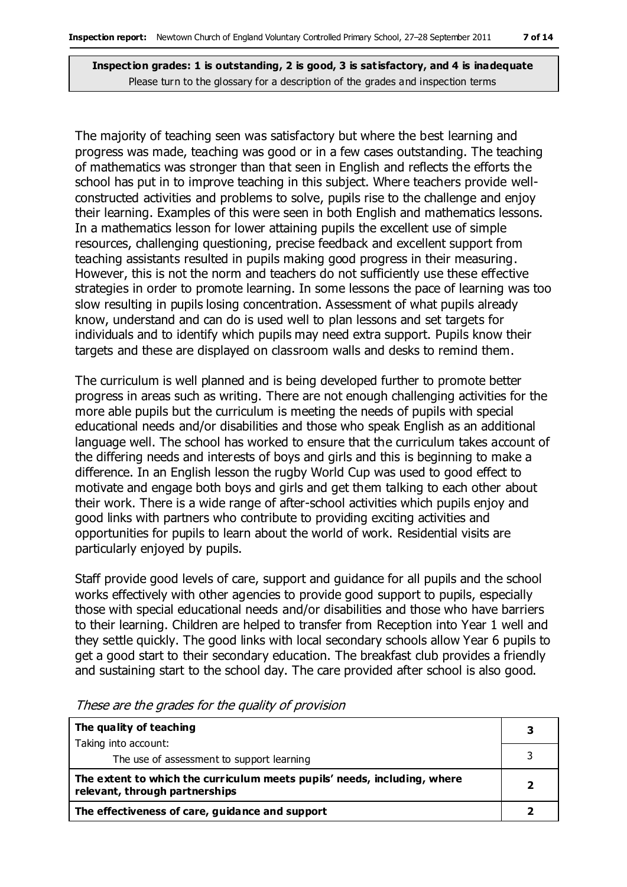**Inspection grades: 1 is outstanding, 2 is good, 3 is satisfactory, and 4 is inadequate**
Please turn to the glossary for a description of the grades and inspection terms

The majority of teaching seen was satisfactory but where the best learning and progress was made, teaching was good or in a few cases outstanding. The teaching of mathematics was stronger than that seen in English and reflects the efforts the school has put in to improve teaching in this subject. Where teachers provide well-constructed activities and problems to solve, pupils rise to the challenge and enjoy their learning. Examples of this were seen in both English and mathematics lessons. In a mathematics lesson for lower attaining pupils the excellent use of simple resources, challenging questioning, precise feedback and excellent support from teaching assistants resulted in pupils making good progress in their measuring. However, this is not the norm and teachers do not sufficiently use these effective strategies in order to promote learning. In some lessons the pace of learning was too slow resulting in pupils losing concentration. Assessment of what pupils already know, understand and can do is used well to plan lessons and set targets for individuals and to identify which pupils may need extra support. Pupils know their targets and these are displayed on classroom walls and desks to remind them.

The curriculum is well planned and is being developed further to promote better progress in areas such as writing. There are not enough challenging activities for the more able pupils but the curriculum is meeting the needs of pupils with special educational needs and/or disabilities and those who speak English as an additional language well. The school has worked to ensure that the curriculum takes account of the differing needs and interests of boys and girls and this is beginning to make a difference. In an English lesson the rugby World Cup was used to good effect to motivate and engage both boys and girls and get them talking to each other about their work. There is a wide range of after-school activities which pupils enjoy and good links with partners who contribute to providing exciting activities and opportunities for pupils to learn about the world of work. Residential visits are particularly enjoyed by pupils.

Staff provide good levels of care, support and guidance for all pupils and the school works effectively with other agencies to provide good support to pupils, especially those with special educational needs and/or disabilities and those who have barriers to their learning. Children are helped to transfer from Reception into Year 1 well and they settle quickly. The good links with local secondary schools allow Year 6 pupils to get a good start to their secondary education. The breakfast club provides a friendly and sustaining start to the school day. The care provided after school is also good.

*These are the grades for the quality of provision*

| | |
|---|---|
| **The quality of teaching** | **3** |
| Taking into account: The use of assessment to support learning | 3 |
| **The extent to which the curriculum meets pupils' needs, including, where relevant, through partnerships** | **2** |
| **The effectiveness of care, guidance and support** | **2** |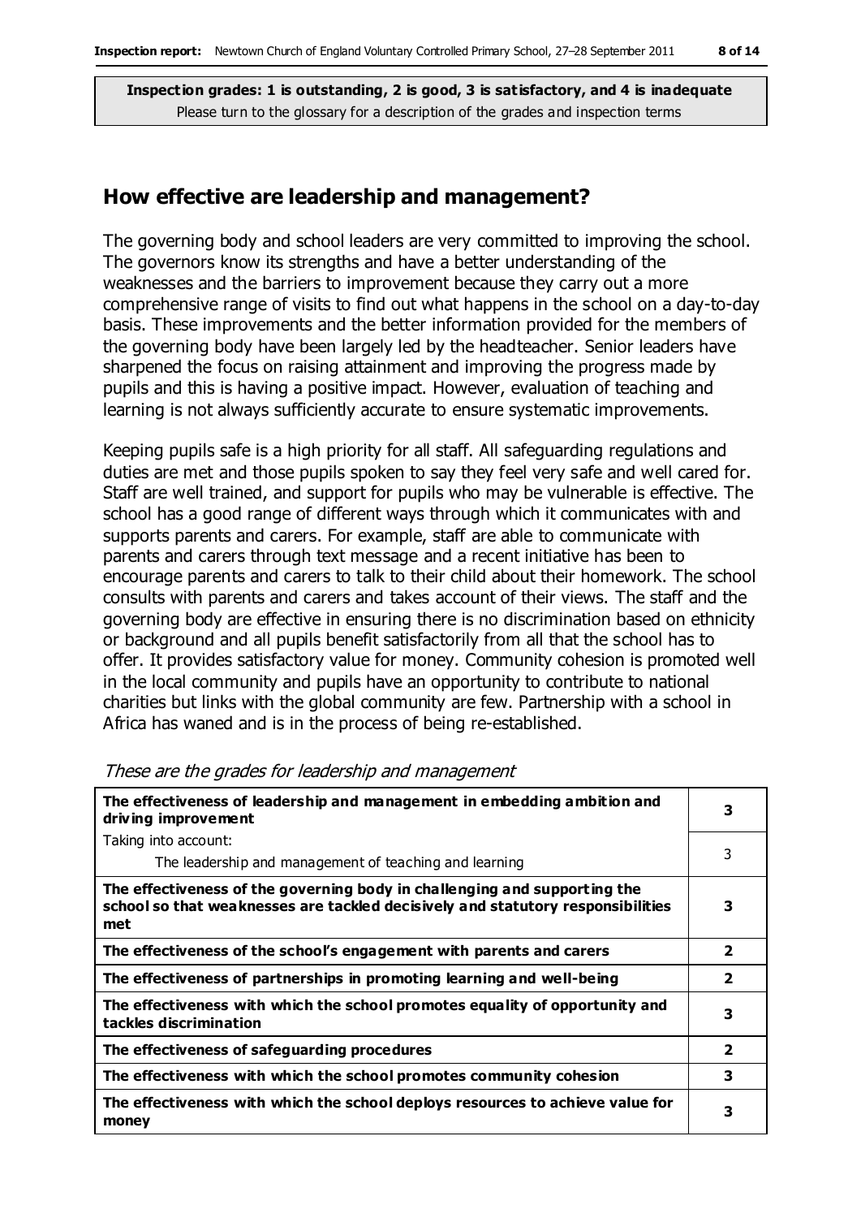**Inspection grades: 1 is outstanding, 2 is good, 3 is satisfactory, and 4 is inadequate**
Please turn to the glossary for a description of the grades and inspection terms

## How effective are leadership and management?

The governing body and school leaders are very committed to improving the school. The governors know its strengths and have a better understanding of the weaknesses and the barriers to improvement because they carry out a more comprehensive range of visits to find out what happens in the school on a day-to-day basis. These improvements and the better information provided for the members of the governing body have been largely led by the headteacher. Senior leaders have sharpened the focus on raising attainment and improving the progress made by pupils and this is having a positive impact. However, evaluation of teaching and learning is not always sufficiently accurate to ensure systematic improvements.

Keeping pupils safe is a high priority for all staff. All safeguarding regulations and duties are met and those pupils spoken to say they feel very safe and well cared for. Staff are well trained, and support for pupils who may be vulnerable is effective. The school has a good range of different ways through which it communicates with and supports parents and carers. For example, staff are able to communicate with parents and carers through text message and a recent initiative has been to encourage parents and carers to talk to their child about their homework. The school consults with parents and carers and takes account of their views. The staff and the governing body are effective in ensuring there is no discrimination based on ethnicity or background and all pupils benefit satisfactorily from all that the school has to offer. It provides satisfactory value for money. Community cohesion is promoted well in the local community and pupils have an opportunity to contribute to national charities but links with the global community are few. Partnership with a school in Africa has waned and is in the process of being re-established.

*These are the grades for leadership and management*

| | |
|---|---|
| **The effectiveness of leadership and management in embedding ambition and driving improvement** | **3** |
| Taking into account:<br>The leadership and management of teaching and learning | 3 |
| **The effectiveness of the governing body in challenging and supporting the school so that weaknesses are tackled decisively and statutory responsibilities met** | **3** |
| **The effectiveness of the school's engagement with parents and carers** | **2** |
| **The effectiveness of partnerships in promoting learning and well-being** | **2** |
| **The effectiveness with which the school promotes equality of opportunity and tackles discrimination** | **3** |
| **The effectiveness of safeguarding procedures** | **2** |
| **The effectiveness with which the school promotes community cohesion** | **3** |
| **The effectiveness with which the school deploys resources to achieve value for money** | **3** |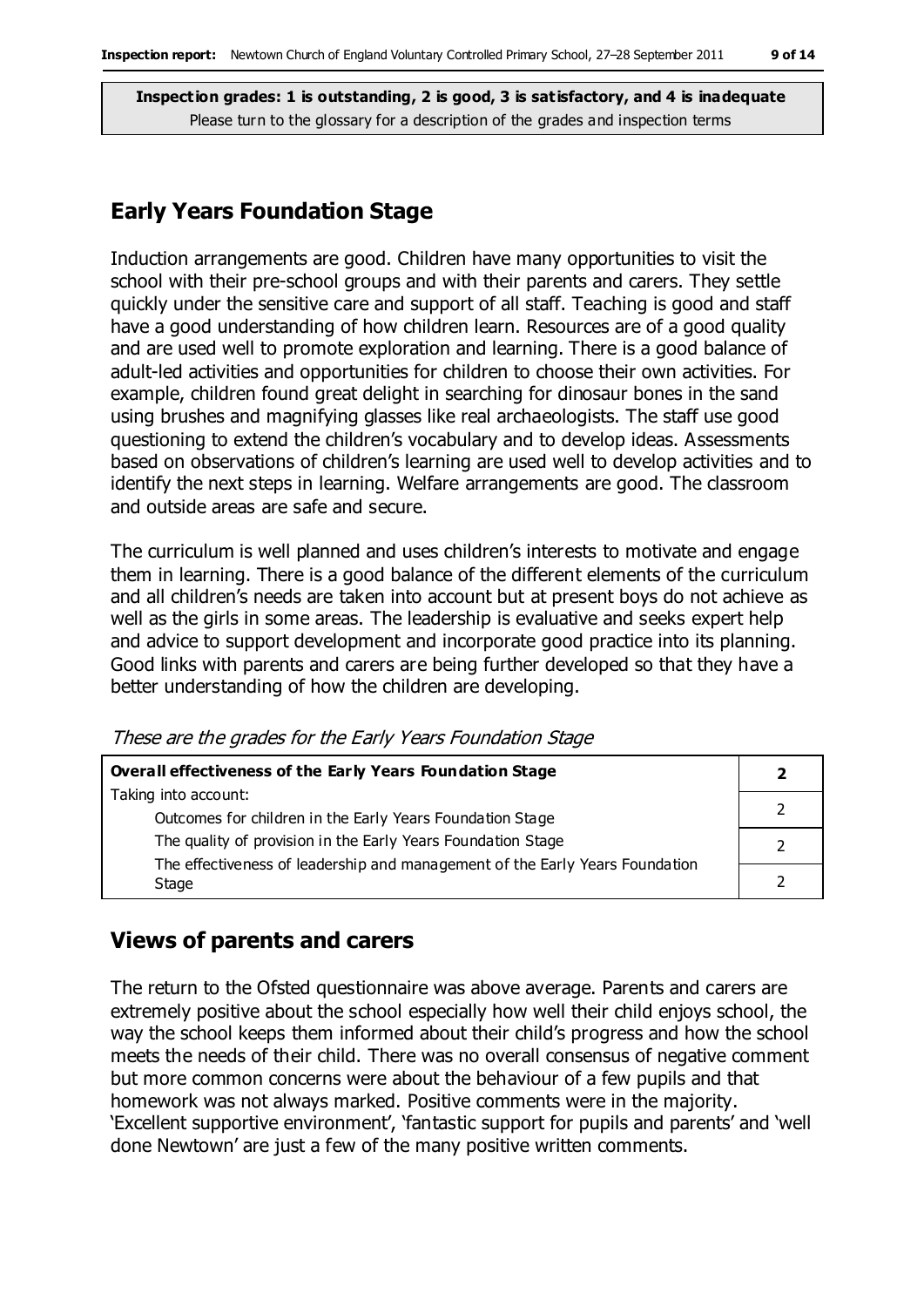**Inspection grades: 1 is outstanding, 2 is good, 3 is satisfactory, and 4 is inadequate**
Please turn to the glossary for a description of the grades and inspection terms

## Early Years Foundation Stage

Induction arrangements are good. Children have many opportunities to visit the school with their pre-school groups and with their parents and carers. They settle quickly under the sensitive care and support of all staff. Teaching is good and staff have a good understanding of how children learn. Resources are of a good quality and are used well to promote exploration and learning. There is a good balance of adult-led activities and opportunities for children to choose their own activities. For example, children found great delight in searching for dinosaur bones in the sand using brushes and magnifying glasses like real archaeologists. The staff use good questioning to extend the children's vocabulary and to develop ideas. Assessments based on observations of children's learning are used well to develop activities and to identify the next steps in learning. Welfare arrangements are good. The classroom and outside areas are safe and secure.

The curriculum is well planned and uses children's interests to motivate and engage them in learning. There is a good balance of the different elements of the curriculum and all children's needs are taken into account but at present boys do not achieve as well as the girls in some areas. The leadership is evaluative and seeks expert help and advice to support development and incorporate good practice into its planning. Good links with parents and carers are being further developed so that they have a better understanding of how the children are developing.

*These are the grades for the Early Years Foundation Stage*

| **Overall effectiveness of the Early Years Foundation Stage** | **2** |
|---|---|
| Taking into account: | |
| Outcomes for children in the Early Years Foundation Stage | 2 |
| The quality of provision in the Early Years Foundation Stage | 2 |
| The effectiveness of leadership and management of the Early Years Foundation Stage | 2 |

## Views of parents and carers

The return to the Ofsted questionnaire was above average. Parents and carers are extremely positive about the school especially how well their child enjoys school, the way the school keeps them informed about their child's progress and how the school meets the needs of their child. There was no overall consensus of negative comment but more common concerns were about the behaviour of a few pupils and that homework was not always marked. Positive comments were in the majority. 'Excellent supportive environment', 'fantastic support for pupils and parents' and 'well done Newtown' are just a few of the many positive written comments.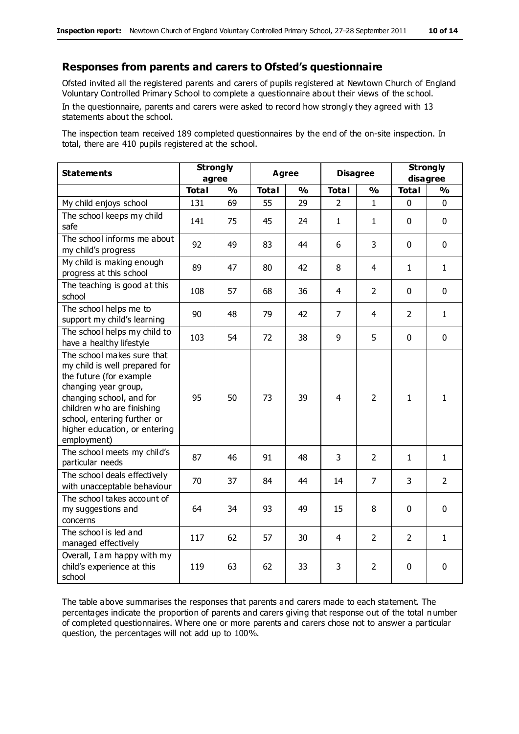## Responses from parents and carers to Ofsted's questionnaire

Ofsted invited all the registered parents and carers of pupils registered at Newtown Church of England Voluntary Controlled Primary School to complete a questionnaire about their views of the school.

In the questionnaire, parents and carers were asked to record how strongly they agreed with 13 statements about the school.

The inspection team received 189 completed questionnaires by the end of the on-site inspection. In total, there are 410 pupils registered at the school.

| Statements | Strongly agree | | Agree | | Disagree | | Strongly disagree | |
|---|---|---|---|---|---|---|---|---|
| | Total | % | Total | % | Total | % | Total | % |
| My child enjoys school | 131 | 69 | 55 | 29 | 2 | 1 | 0 | 0 |
| The school keeps my child safe | 141 | 75 | 45 | 24 | 1 | 1 | 0 | 0 |
| The school informs me about my child's progress | 92 | 49 | 83 | 44 | 6 | 3 | 0 | 0 |
| My child is making enough progress at this school | 89 | 47 | 80 | 42 | 8 | 4 | 1 | 1 |
| The teaching is good at this school | 108 | 57 | 68 | 36 | 4 | 2 | 0 | 0 |
| The school helps me to support my child's learning | 90 | 48 | 79 | 42 | 7 | 4 | 2 | 1 |
| The school helps my child to have a healthy lifestyle | 103 | 54 | 72 | 38 | 9 | 5 | 0 | 0 |
| The school makes sure that my child is well prepared for the future (for example changing year group, changing school, and for children who are finishing school, entering further or higher education, or entering employment) | 95 | 50 | 73 | 39 | 4 | 2 | 1 | 1 |
| The school meets my child's particular needs | 87 | 46 | 91 | 48 | 3 | 2 | 1 | 1 |
| The school deals effectively with unacceptable behaviour | 70 | 37 | 84 | 44 | 14 | 7 | 3 | 2 |
| The school takes account of my suggestions and concerns | 64 | 34 | 93 | 49 | 15 | 8 | 0 | 0 |
| The school is led and managed effectively | 117 | 62 | 57 | 30 | 4 | 2 | 2 | 1 |
| Overall, I am happy with my child's experience at this school | 119 | 63 | 62 | 33 | 3 | 2 | 0 | 0 |

The table above summarises the responses that parents and carers made to each statement. The percentages indicate the proportion of parents and carers giving that response out of the total number of completed questionnaires. Where one or more parents and carers chose not to answer a particular question, the percentages will not add up to 100%.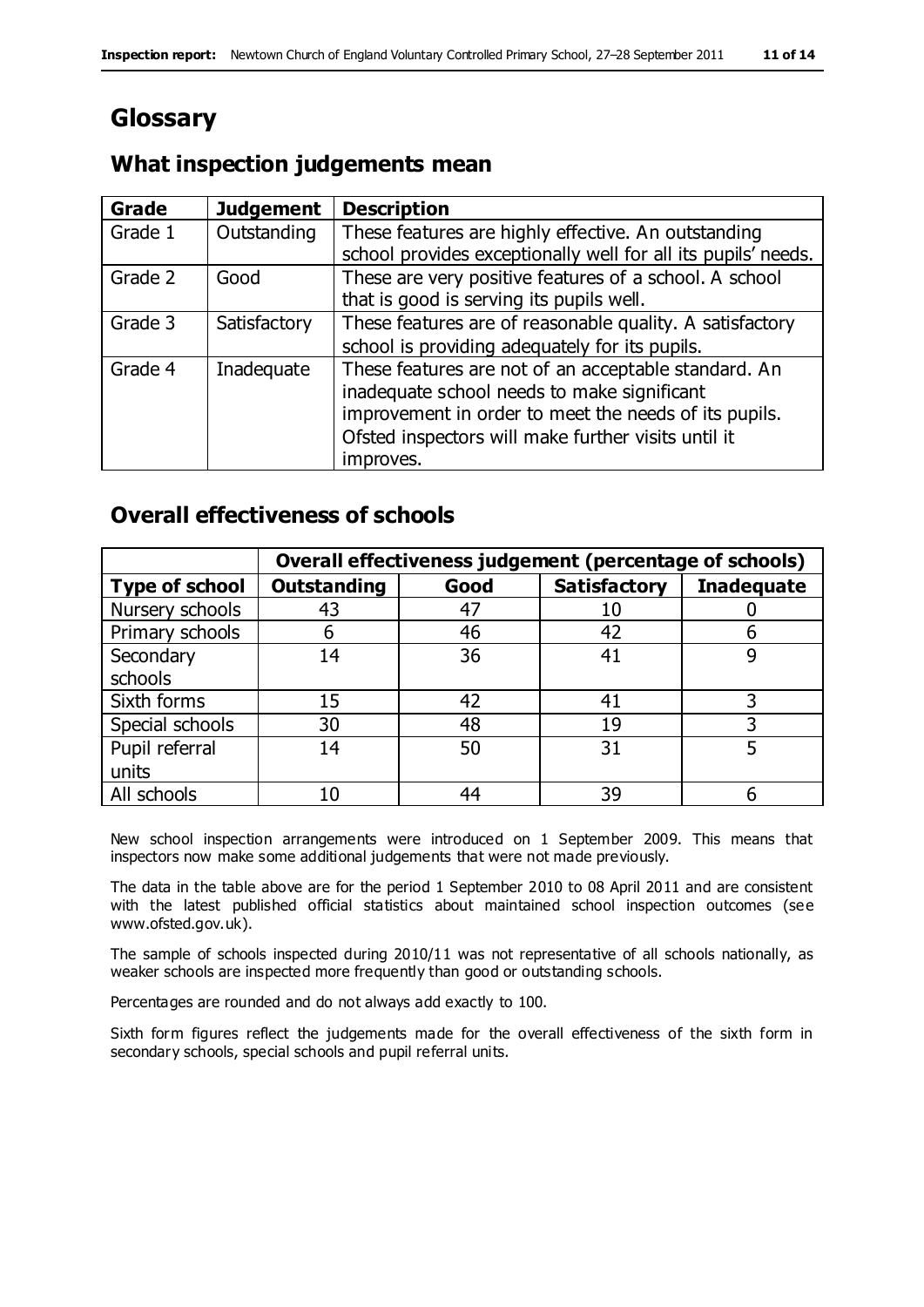# Glossary

## What inspection judgements mean

| Grade | Judgement | Description |
|---|---|---|
| Grade 1 | Outstanding | These features are highly effective. An outstanding school provides exceptionally well for all its pupils' needs. |
| Grade 2 | Good | These are very positive features of a school. A school that is good is serving its pupils well. |
| Grade 3 | Satisfactory | These features are of reasonable quality. A satisfactory school is providing adequately for its pupils. |
| Grade 4 | Inadequate | These features are not of an acceptable standard. An inadequate school needs to make significant improvement in order to meet the needs of its pupils. Ofsted inspectors will make further visits until it improves. |

## Overall effectiveness of schools

| | Overall effectiveness judgement (percentage of schools) | | | |
|---|---|---|---|---|
| **Type of school** | **Outstanding** | **Good** | **Satisfactory** | **Inadequate** |
| Nursery schools | 43 | 47 | 10 | 0 |
| Primary schools | 6 | 46 | 42 | 6 |
| Secondary schools | 14 | 36 | 41 | 9 |
| Sixth forms | 15 | 42 | 41 | 3 |
| Special schools | 30 | 48 | 19 | 3 |
| Pupil referral units | 14 | 50 | 31 | 5 |
| All schools | 10 | 44 | 39 | 6 |

New school inspection arrangements were introduced on 1 September 2009. This means that inspectors now make some additional judgements that were not made previously.

The data in the table above are for the period 1 September 2010 to 08 April 2011 and are consistent with the latest published official statistics about maintained school inspection outcomes (see www.ofsted.gov.uk).

The sample of schools inspected during 2010/11 was not representative of all schools nationally, as weaker schools are inspected more frequently than good or outstanding schools.

Percentages are rounded and do not always add exactly to 100.

Sixth form figures reflect the judgements made for the overall effectiveness of the sixth form in secondary schools, special schools and pupil referral units.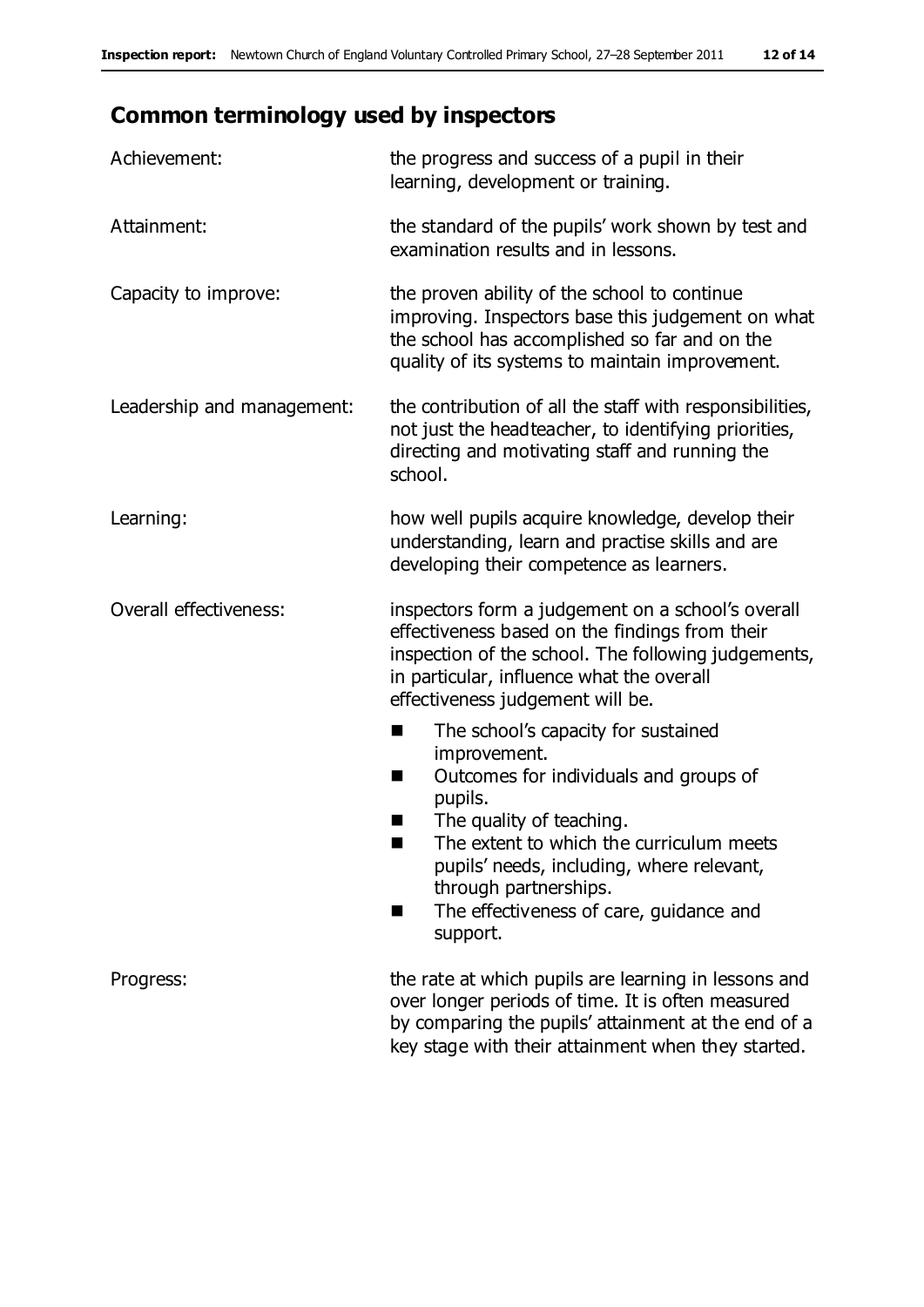## Common terminology used by inspectors

| | |
|---|---|
| Achievement: | the progress and success of a pupil in their learning, development or training. |
| Attainment: | the standard of the pupils' work shown by test and examination results and in lessons. |
| Capacity to improve: | the proven ability of the school to continue improving. Inspectors base this judgement on what the school has accomplished so far and on the quality of its systems to maintain improvement. |
| Leadership and management: | the contribution of all the staff with responsibilities, not just the headteacher, to identifying priorities, directing and motivating staff and running the school. |
| Learning: | how well pupils acquire knowledge, develop their understanding, learn and practise skills and are developing their competence as learners. |
| Overall effectiveness: | inspectors form a judgement on a school's overall effectiveness based on the findings from their inspection of the school. The following judgements, in particular, influence what the overall effectiveness judgement will be.<br>■ The school's capacity for sustained improvement.<br>■ Outcomes for individuals and groups of pupils.<br>■ The quality of teaching.<br>■ The extent to which the curriculum meets pupils' needs, including, where relevant, through partnerships.<br>■ The effectiveness of care, guidance and support. |
| Progress: | the rate at which pupils are learning in lessons and over longer periods of time. It is often measured by comparing the pupils' attainment at the end of a key stage with their attainment when they started. |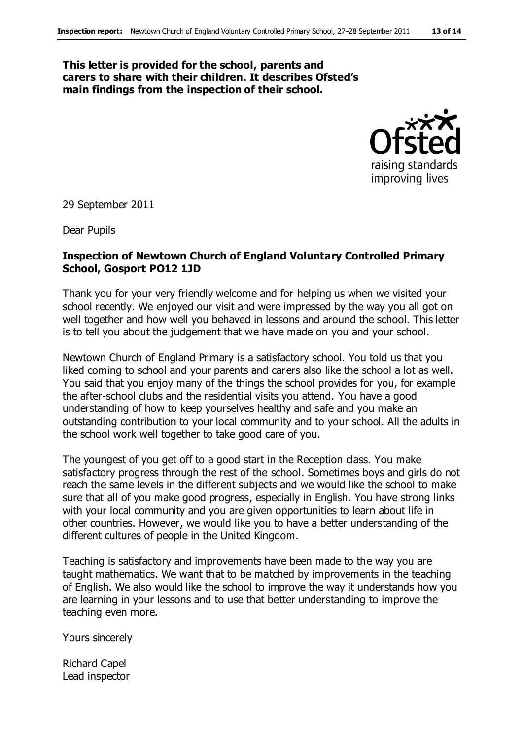**This letter is provided for the school, parents and carers to share with their children. It describes Ofsted's main findings from the inspection of their school.**

29 September 2011

Dear Pupils

**Inspection of Newtown Church of England Voluntary Controlled Primary School, Gosport PO12 1JD**

Thank you for your very friendly welcome and for helping us when we visited your school recently. We enjoyed our visit and were impressed by the way you all got on well together and how well you behaved in lessons and around the school. This letter is to tell you about the judgement that we have made on you and your school.

Newtown Church of England Primary is a satisfactory school. You told us that you liked coming to school and your parents and carers also like the school a lot as well. You said that you enjoy many of the things the school provides for you, for example the after-school clubs and the residential visits you attend. You have a good understanding of how to keep yourselves healthy and safe and you make an outstanding contribution to your local community and to your school. All the adults in the school work well together to take good care of you.

The youngest of you get off to a good start in the Reception class. You make satisfactory progress through the rest of the school. Sometimes boys and girls do not reach the same levels in the different subjects and we would like the school to make sure that all of you make good progress, especially in English. You have strong links with your local community and you are given opportunities to learn about life in other countries. However, we would like you to have a better understanding of the different cultures of people in the United Kingdom.

Teaching is satisfactory and improvements have been made to the way you are taught mathematics. We want that to be matched by improvements in the teaching of English. We also would like the school to improve the way it understands how you are learning in your lessons and to use that better understanding to improve the teaching even more.

Yours sincerely

Richard Capel
Lead inspector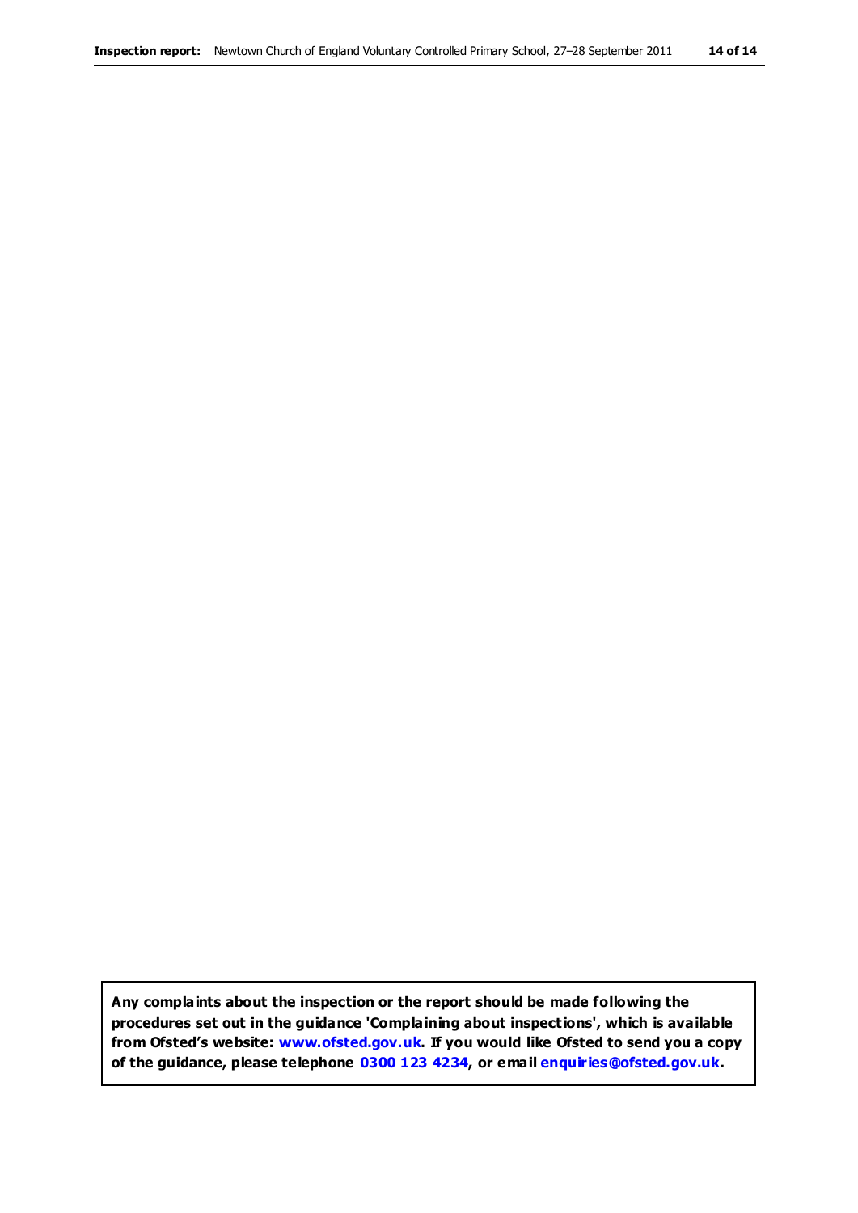**Any complaints about the inspection or the report should be made following the procedures set out in the guidance 'Complaining about inspections', which is available from Ofsted's website: www.ofsted.gov.uk. If you would like Ofsted to send you a copy of the guidance, please telephone 0300 123 4234, or email enquiries@ofsted.gov.uk.**